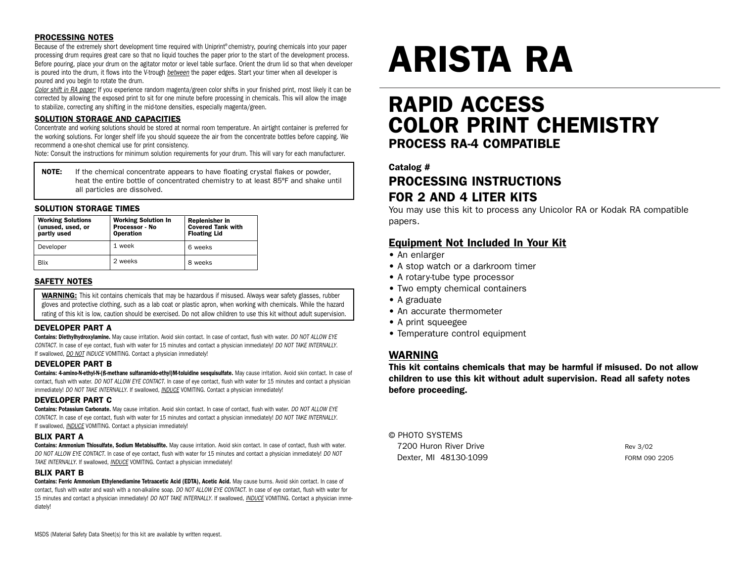# ARISTA RA

## RAPID ACCESS COLOR PRINT CHEMISTRY

### PROCESS RA-4 COMPATIBLE

**Catalog #**

## PROCESSING INSTRUCTIONS FOR 2 AND 4 LITER KITS

You may use this kit to process any Unicolor RA or Kodak RA compatible papers.

### Equipment Not Included In Your Kit

- An enlarger
- A stop watch or a darkroom timer
- A rotary-tube type processor
- Two empty chemical containers
- A graduate
- An accurate thermometer
- A print squeegee
- Temperature control equipment

### WARNING

**This kit contains chemicals that may be harmful if misused. Do not allow children to use this kit without adult supervision. Read all safety notes before proceeding.**

© PHOTO SYSTEMS
7200 Huron River Drive
Dexter, MI 48130-1099

Rev 3/02
FORM 090 2205

### PROCESSING NOTES

Because of the extremely short development time required with Uniprint® chemistry, pouring chemicals into your paper processing drum requires great care so that no liquid touches the paper prior to the start of the development process. Before pouring, place your drum on the agitator motor or level table surface. Orient the drum lid so that when developer is poured into the drum, it flows into the V-trough *between* the paper edges. Start your timer when all developer is poured and you begin to rotate the drum.

*Color shift in RA paper:* If you experience random magenta/green color shifts in your finished print, most likely it can be corrected by allowing the exposed print to sit for one minute before processing in chemicals. This will allow the image to stabilize, correcting any shifting in the mid-tone densities, especially magenta/green.

### SOLUTION STORAGE AND CAPACITIES

Concentrate and working solutions should be stored at normal room temperature. An airtight container is preferred for the working solutions. For longer shelf life you should squeeze the air from the concentrate bottles before capping. We recommend a one-shot chemical use for print consistency.

Note: Consult the instructions for minimum solution requirements for your drum. This will vary for each manufacturer.

> **NOTE:** If the chemical concentrate appears to have floating crystal flakes or powder, heat the entire bottle of concentrated chemistry to at least 85°F and shake until all particles are dissolved.

### SOLUTION STORAGE TIMES

| Working Solutions (unused, used, or partly used | Working Solution In Processor - No Operation | Replenisher in Covered Tank with Floating Lid |
|---|---|---|
| Developer | 1 week | 6 weeks |
| Blix | 2 weeks | 8 weeks |

### SAFETY NOTES

> **WARNING:** This kit contains chemicals that may be hazardous if misused. Always wear safety glasses, rubber gloves and protective clothing, such as a lab coat or plastic apron, when working with chemicals. While the hazard rating of this kit is low, caution should be exercised. Do not allow children to use this kit without adult supervision.

#### DEVELOPER PART A

**Contains: Diethylhydroxylamine.** May cause irritation. Avoid skin contact. In case of contact, flush with water. *DO NOT ALLOW EYE CONTACT*. In case of eye contact, flush with water for 15 minutes and contact a physician immediately! *DO NOT TAKE INTERNALLY*. If swallowed, *DO NOT* INDUCE VOMITING. Contact a physician immediately!

#### DEVELOPER PART B

**Contains: 4-amino-N-ethyl-N-(ß-methane sulfanamido-ethyl)M-toluidine sesquisulfate.** May cause irritation. Avoid skin contact. In case of contact, flush with water. *DO NOT ALLOW EYE CONTACT*. In case of eye contact, flush with water for 15 minutes and contact a physician immediately! *DO NOT TAKE INTERNALLY*. If swallowed, *INDUCE* VOMITING. Contact a physician immediately!

#### DEVELOPER PART C

**Contains: Potassium Carbonate.** May cause irritation. Avoid skin contact. In case of contact, flush with water. *DO NOT ALLOW EYE CONTACT*. In case of eye contact, flush with water for 15 minutes and contact a physician immediately! *DO NOT TAKE INTERNALLY*. If swallowed, *INDUCE* VOMITING. Contact a physician immediately!

#### BLIX PART A

**Contains: Ammonium Thiosulfate, Sodium Metabisulfite.** May cause irritation. Avoid skin contact. In case of contact, flush with water. *DO NOT ALLOW EYE CONTACT*. In case of eye contact, flush with water for 15 minutes and contact a physician immediately! *DO NOT TAKE INTERNALLY*. If swallowed, *INDUCE* VOMITING. Contact a physician immediately!

#### BLIX PART B

**Contains: Ferric Ammonium Ethylenediamine Tetraacetic Acid (EDTA), Acetic Acid.** May cause burns. Avoid skin contact. In case of contact, flush with water and wash with a non-alkaline soap. *DO NOT ALLOW EYE CONTACT*. In case of eye contact, flush with water for 15 minutes and contact a physician immediately! *DO NOT TAKE INTERNALLY*. If swallowed, *INDUCE* VOMITING. Contact a physician immediately!

MSDS (Material Safety Data Sheet(s) for this kit are available by written request.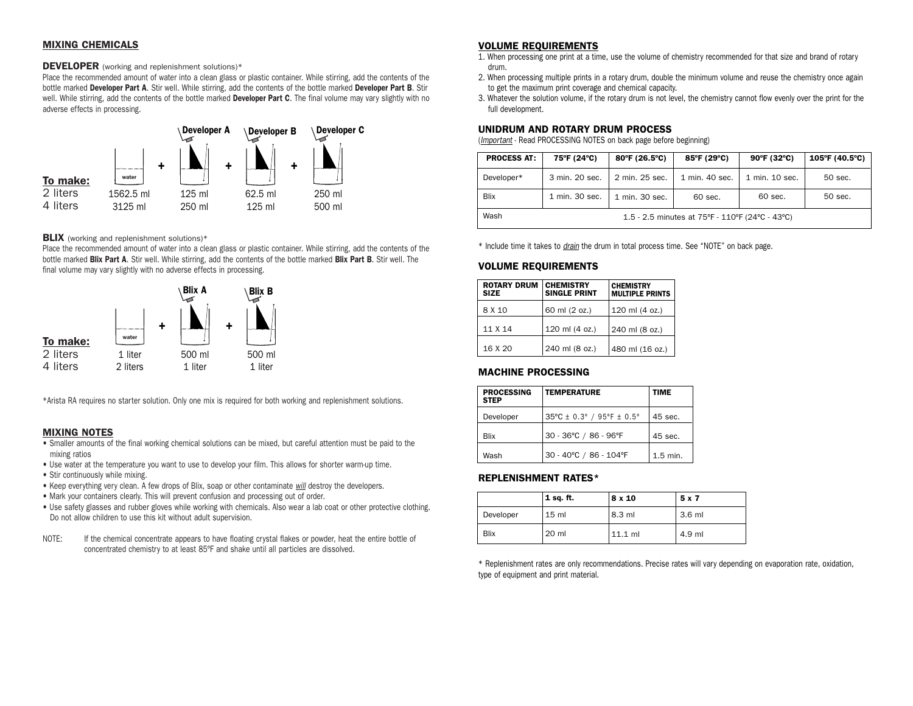## MIXING CHEMICALS

### DEVELOPER (working and replenishment solutions)*

Place the recommended amount of water into a clean glass or plastic container. While stirring, add the contents of the bottle marked **Developer Part A**. Stir well. While stirring, add the contents of the bottle marked **Developer Part B**. Stir well. While stirring, add the contents of the bottle marked **Developer Part C**. The final volume may vary slightly with no adverse effects in processing.

| To make: | water | + | Developer A | + | Developer B | + | Developer C |
|---|---|---|---|---|---|---|---|
| 2 liters | 1562.5 ml | | 125 ml | | 62.5 ml | | 250 ml |
| 4 liters | 3125 ml | | 250 ml | | 125 ml | | 500 ml |

### BLIX (working and replenishment solutions)*

Place the recommended amount of water into a clean glass or plastic container. While stirring, add the contents of the bottle marked **Blix Part A**. Stir well. While stirring, add the contents of the bottle marked **Blix Part B**. Stir well. The final volume may vary slightly with no adverse effects in processing.

| To make: | water | + | Blix A | + | Blix B |
|---|---|---|---|---|---|
| 2 liters | 1 liter | | 500 ml | | 500 ml |
| 4 liters | 2 liters | | 1 liter | | 1 liter |

*Arista RA requires no starter solution. Only one mix is required for both working and replenishment solutions.

## MIXING NOTES

- Smaller amounts of the final working chemical solutions can be mixed, but careful attention must be paid to the mixing ratios
- Use water at the temperature you want to use to develop your film. This allows for shorter warm-up time.
- Stir continuously while mixing.
- Keep everything very clean. A few drops of Blix, soap or other contaminate *will* destroy the developers.
- Mark your containers clearly. This will prevent confusion and processing out of order.
- Use safety glasses and rubber gloves while working with chemicals. Also wear a lab coat or other protective clothing. Do not allow children to use this kit without adult supervision.

NOTE: If the chemical concentrate appears to have floating crystal flakes or powder, heat the entire bottle of concentrated chemistry to at least 85ºF and shake until all particles are dissolved.

## VOLUME REQUIREMENTS

1. When processing one print at a time, use the volume of chemistry recommended for that size and brand of rotary drum.
2. When processing multiple prints in a rotary drum, double the minimum volume and reuse the chemistry once again to get the maximum print coverage and chemical capacity.
3. Whatever the solution volume, if the rotary drum is not level, the chemistry cannot flow evenly over the print for the full development.

## UNIDRUM AND ROTARY DRUM PROCESS

(*Important* - Read PROCESSING NOTES on back page before beginning)

| PROCESS AT: | 75ºF (24ºC) | 80ºF (26.5ºC) | 85ºF (29ºC) | 90ºF (32ºC) | 105ºF (40.5ºC) |
|---|---|---|---|---|---|
| Developer* | 3 min. 20 sec. | 2 min. 25 sec. | 1 min. 40 sec. | 1 min. 10 sec. | 50 sec. |
| Blix | 1 min. 30 sec. | 1 min. 30 sec. | 60 sec. | 60 sec. | 50 sec. |
| Wash | 1.5 - 2.5 minutes at 75ºF - 110ºF (24ºC - 43ºC) | | | | |

\* Include time it takes to *drain* the drum in total process time. See "NOTE" on back page.

## VOLUME REQUIREMENTS

| ROTARY DRUM SIZE | CHEMISTRY SINGLE PRINT | CHEMISTRY MULTIPLE PRINTS |
|---|---|---|
| 8 X 10 | 60 ml (2 oz.) | 120 ml (4 oz.) |
| 11 X 14 | 120 ml (4 oz.) | 240 ml (8 oz.) |
| 16 X 20 | 240 ml (8 oz.) | 480 ml (16 oz.) |

## MACHINE PROCESSING

| PROCESSING STEP | TEMPERATURE | TIME |
|---|---|---|
| Developer | 35ºC ± 0.3° / 95ºF ± 0.5° | 45 sec. |
| Blix | 30 - 36ºC / 86 - 96ºF | 45 sec. |
| Wash | 30 - 40ºC / 86 - 104ºF | 1.5 min. |

## REPLENISHMENT RATES*

| | 1 sq. ft. | 8 x 10 | 5 x 7 |
|---|---|---|---|
| Developer | 15 ml | 8.3 ml | 3.6 ml |
| Blix | 20 ml | 11.1 ml | 4.9 ml |

\* Replenishment rates are only recommendations. Precise rates will vary depending on evaporation rate, oxidation, type of equipment and print material.